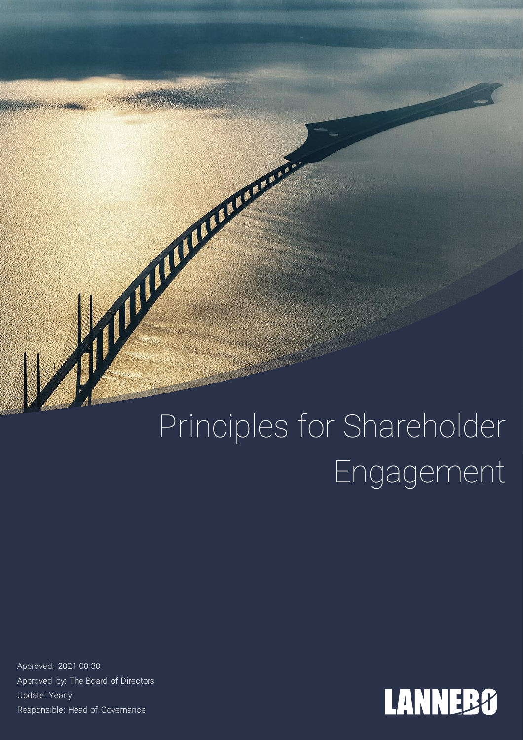# Principles for Shareholder Engagement

Approved: 2021-08-30
Approved by: The Board of Directors
Update: Yearly
Responsible: Head of Governance

LANNEBO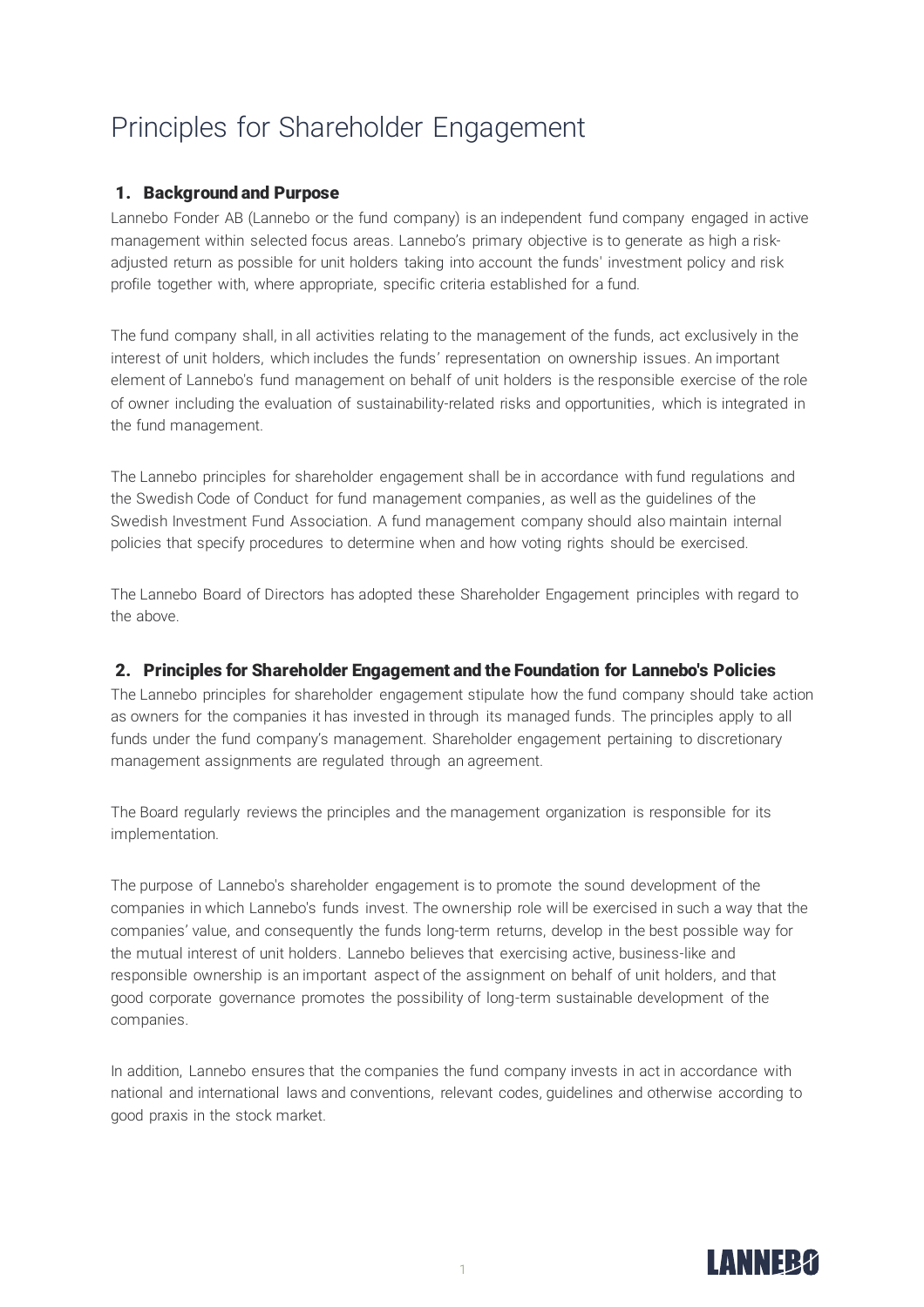# Principles for Shareholder Engagement

## 1. Background and Purpose

Lannebo Fonder AB (Lannebo or the fund company) is an independent fund company engaged in active management within selected focus areas. Lannebo's primary objective is to generate as high a risk-adjusted return as possible for unit holders taking into account the funds' investment policy and risk profile together with, where appropriate, specific criteria established for a fund.

The fund company shall, in all activities relating to the management of the funds, act exclusively in the interest of unit holders, which includes the funds' representation on ownership issues. An important element of Lannebo's fund management on behalf of unit holders is the responsible exercise of the role of owner including the evaluation of sustainability-related risks and opportunities, which is integrated in the fund management.

The Lannebo principles for shareholder engagement shall be in accordance with fund regulations and the Swedish Code of Conduct for fund management companies, as well as the guidelines of the Swedish Investment Fund Association. A fund management company should also maintain internal policies that specify procedures to determine when and how voting rights should be exercised.

The Lannebo Board of Directors has adopted these Shareholder Engagement principles with regard to the above.

## 2. Principles for Shareholder Engagement and the Foundation for Lannebo's Policies

The Lannebo principles for shareholder engagement stipulate how the fund company should take action as owners for the companies it has invested in through its managed funds. The principles apply to all funds under the fund company's management. Shareholder engagement pertaining to discretionary management assignments are regulated through an agreement.

The Board regularly reviews the principles and the management organization is responsible for its implementation.

The purpose of Lannebo's shareholder engagement is to promote the sound development of the companies in which Lannebo's funds invest. The ownership role will be exercised in such a way that the companies' value, and consequently the funds long-term returns, develop in the best possible way for the mutual interest of unit holders. Lannebo believes that exercising active, business-like and responsible ownership is an important aspect of the assignment on behalf of unit holders, and that good corporate governance promotes the possibility of long-term sustainable development of the companies.

In addition, Lannebo ensures that the companies the fund company invests in act in accordance with national and international laws and conventions, relevant codes, guidelines and otherwise according to good praxis in the stock market.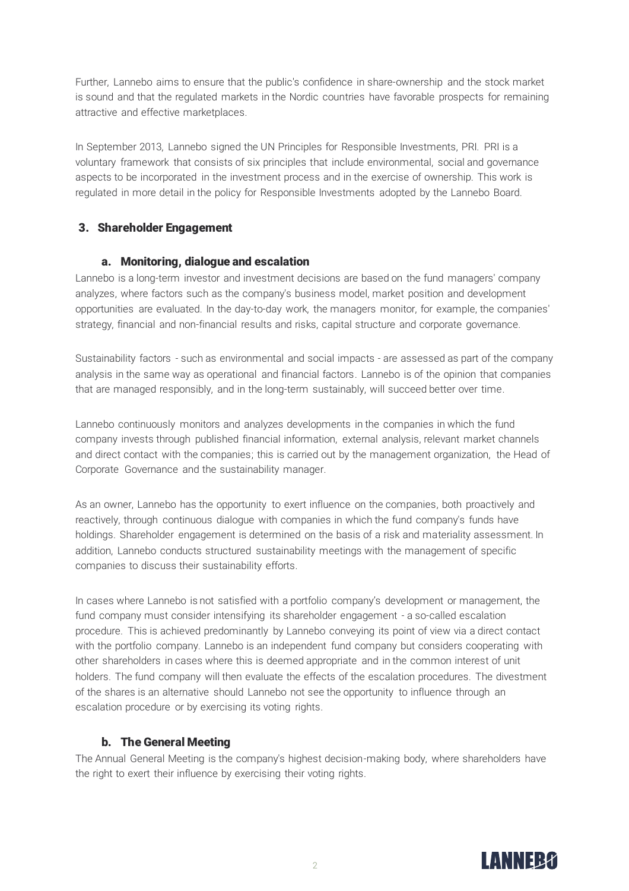Further, Lannebo aims to ensure that the public's confidence in share-ownership and the stock market is sound and that the regulated markets in the Nordic countries have favorable prospects for remaining attractive and effective marketplaces.

In September 2013, Lannebo signed the UN Principles for Responsible Investments, PRI. PRI is a voluntary framework that consists of six principles that include environmental, social and governance aspects to be incorporated in the investment process and in the exercise of ownership. This work is regulated in more detail in the policy for Responsible Investments adopted by the Lannebo Board.

## 3. Shareholder Engagement

### a. Monitoring, dialogue and escalation

Lannebo is a long-term investor and investment decisions are based on the fund managers' company analyzes, where factors such as the company's business model, market position and development opportunities are evaluated. In the day-to-day work, the managers monitor, for example, the companies' strategy, financial and non-financial results and risks, capital structure and corporate governance.

Sustainability factors - such as environmental and social impacts - are assessed as part of the company analysis in the same way as operational and financial factors. Lannebo is of the opinion that companies that are managed responsibly, and in the long-term sustainably, will succeed better over time.

Lannebo continuously monitors and analyzes developments in the companies in which the fund company invests through published financial information, external analysis, relevant market channels and direct contact with the companies; this is carried out by the management organization, the Head of Corporate Governance and the sustainability manager.

As an owner, Lannebo has the opportunity to exert influence on the companies, both proactively and reactively, through continuous dialogue with companies in which the fund company's funds have holdings. Shareholder engagement is determined on the basis of a risk and materiality assessment. In addition, Lannebo conducts structured sustainability meetings with the management of specific companies to discuss their sustainability efforts.

In cases where Lannebo is not satisfied with a portfolio company's development or management, the fund company must consider intensifying its shareholder engagement - a so-called escalation procedure. This is achieved predominantly by Lannebo conveying its point of view via a direct contact with the portfolio company. Lannebo is an independent fund company but considers cooperating with other shareholders in cases where this is deemed appropriate and in the common interest of unit holders. The fund company will then evaluate the effects of the escalation procedures. The divestment of the shares is an alternative should Lannebo not see the opportunity to influence through an escalation procedure or by exercising its voting rights.

### b. The General Meeting

The Annual General Meeting is the company's highest decision-making body, where shareholders have the right to exert their influence by exercising their voting rights.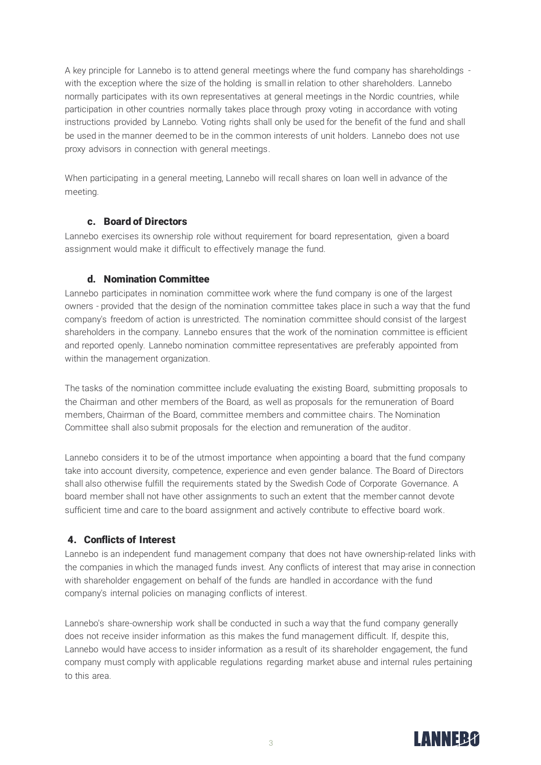A key principle for Lannebo is to attend general meetings where the fund company has shareholdings - with the exception where the size of the holding is small in relation to other shareholders. Lannebo normally participates with its own representatives at general meetings in the Nordic countries, while participation in other countries normally takes place through proxy voting in accordance with voting instructions provided by Lannebo. Voting rights shall only be used for the benefit of the fund and shall be used in the manner deemed to be in the common interests of unit holders. Lannebo does not use proxy advisors in connection with general meetings.

When participating in a general meeting, Lannebo will recall shares on loan well in advance of the meeting.

### c. Board of Directors

Lannebo exercises its ownership role without requirement for board representation, given a board assignment would make it difficult to effectively manage the fund.

### d. Nomination Committee

Lannebo participates in nomination committee work where the fund company is one of the largest owners - provided that the design of the nomination committee takes place in such a way that the fund company's freedom of action is unrestricted. The nomination committee should consist of the largest shareholders in the company. Lannebo ensures that the work of the nomination committee is efficient and reported openly. Lannebo nomination committee representatives are preferably appointed from within the management organization.

The tasks of the nomination committee include evaluating the existing Board, submitting proposals to the Chairman and other members of the Board, as well as proposals for the remuneration of Board members, Chairman of the Board, committee members and committee chairs. The Nomination Committee shall also submit proposals for the election and remuneration of the auditor.

Lannebo considers it to be of the utmost importance when appointing a board that the fund company take into account diversity, competence, experience and even gender balance. The Board of Directors shall also otherwise fulfill the requirements stated by the Swedish Code of Corporate Governance. A board member shall not have other assignments to such an extent that the member cannot devote sufficient time and care to the board assignment and actively contribute to effective board work.

## 4. Conflicts of Interest

Lannebo is an independent fund management company that does not have ownership-related links with the companies in which the managed funds invest. Any conflicts of interest that may arise in connection with shareholder engagement on behalf of the funds are handled in accordance with the fund company's internal policies on managing conflicts of interest.

Lannebo's share-ownership work shall be conducted in such a way that the fund company generally does not receive insider information as this makes the fund management difficult. If, despite this, Lannebo would have access to insider information as a result of its shareholder engagement, the fund company must comply with applicable regulations regarding market abuse and internal rules pertaining to this area.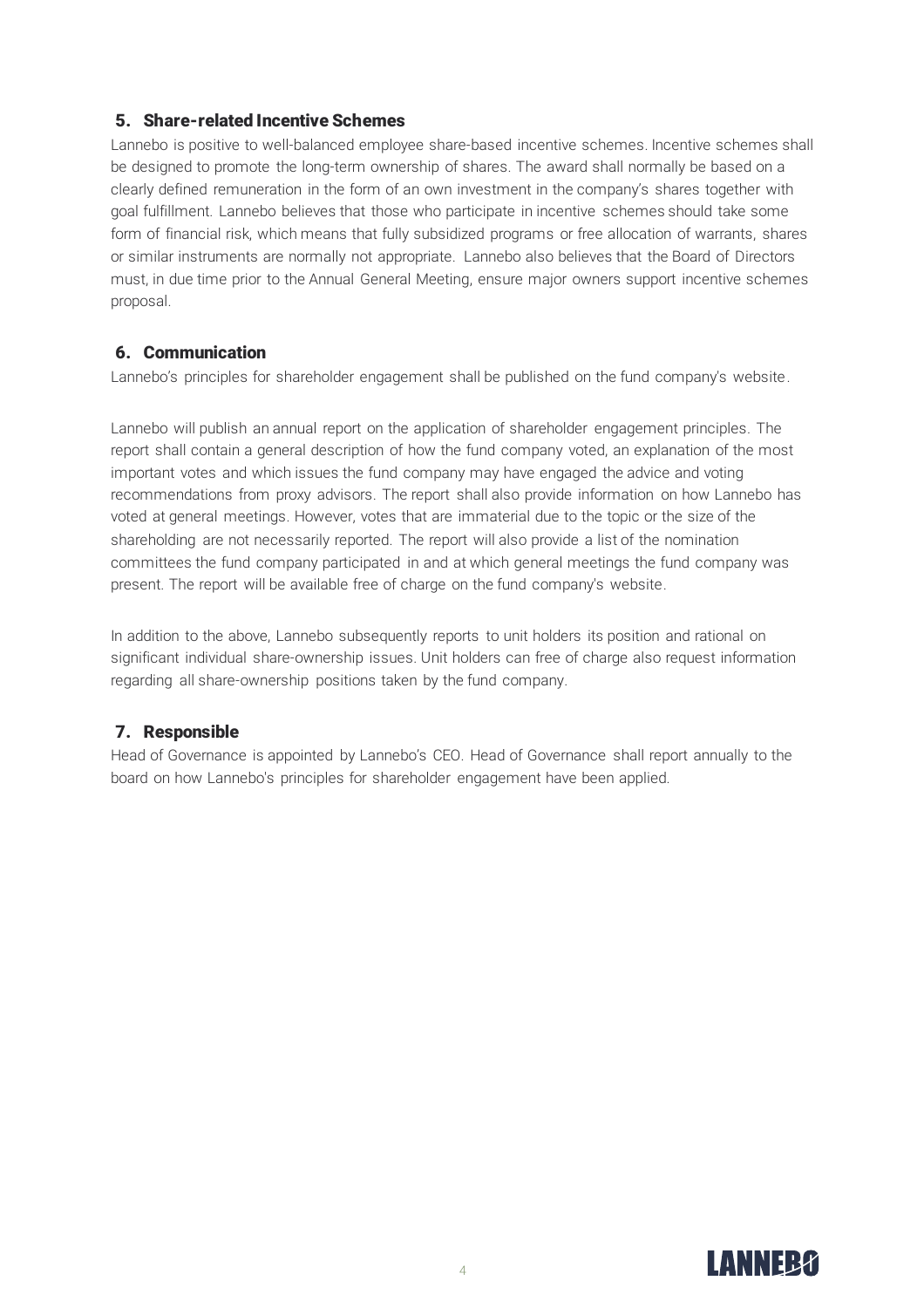## 5. Share-related Incentive Schemes

Lannebo is positive to well-balanced employee share-based incentive schemes. Incentive schemes shall be designed to promote the long-term ownership of shares. The award shall normally be based on a clearly defined remuneration in the form of an own investment in the company's shares together with goal fulfillment. Lannebo believes that those who participate in incentive schemes should take some form of financial risk, which means that fully subsidized programs or free allocation of warrants, shares or similar instruments are normally not appropriate. Lannebo also believes that the Board of Directors must, in due time prior to the Annual General Meeting, ensure major owners support incentive schemes proposal.

## 6. Communication

Lannebo's principles for shareholder engagement shall be published on the fund company's website.

Lannebo will publish an annual report on the application of shareholder engagement principles. The report shall contain a general description of how the fund company voted, an explanation of the most important votes and which issues the fund company may have engaged the advice and voting recommendations from proxy advisors. The report shall also provide information on how Lannebo has voted at general meetings. However, votes that are immaterial due to the topic or the size of the shareholding are not necessarily reported. The report will also provide a list of the nomination committees the fund company participated in and at which general meetings the fund company was present. The report will be available free of charge on the fund company's website.

In addition to the above, Lannebo subsequently reports to unit holders its position and rational on significant individual share-ownership issues. Unit holders can free of charge also request information regarding all share-ownership positions taken by the fund company.

## 7. Responsible

Head of Governance is appointed by Lannebo's CEO. Head of Governance shall report annually to the board on how Lannebo's principles for shareholder engagement have been applied.